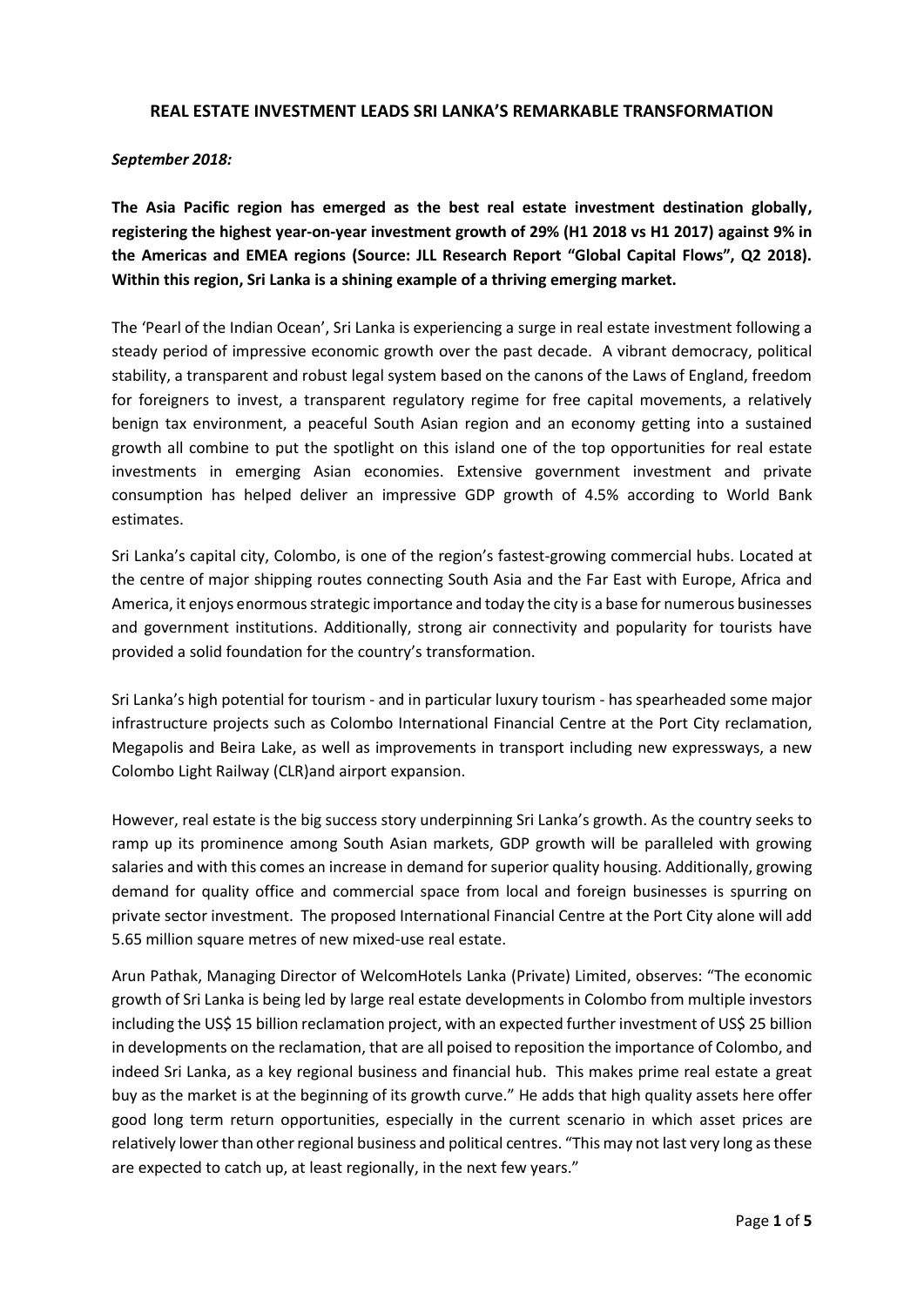# REAL ESTATE INVESTMENT LEADS SRI LANKA'S REMARKABLE TRANSFORMATION

***September 2018:***

**The Asia Pacific region has emerged as the best real estate investment destination globally, registering the highest year-on-year investment growth of 29% (H1 2018 vs H1 2017) against 9% in the Americas and EMEA regions (Source: JLL Research Report "Global Capital Flows", Q2 2018). Within this region, Sri Lanka is a shining example of a thriving emerging market.**

The 'Pearl of the Indian Ocean', Sri Lanka is experiencing a surge in real estate investment following a steady period of impressive economic growth over the past decade. A vibrant democracy, political stability, a transparent and robust legal system based on the canons of the Laws of England, freedom for foreigners to invest, a transparent regulatory regime for free capital movements, a relatively benign tax environment, a peaceful South Asian region and an economy getting into a sustained growth all combine to put the spotlight on this island one of the top opportunities for real estate investments in emerging Asian economies. Extensive government investment and private consumption has helped deliver an impressive GDP growth of 4.5% according to World Bank estimates.

Sri Lanka's capital city, Colombo, is one of the region's fastest-growing commercial hubs. Located at the centre of major shipping routes connecting South Asia and the Far East with Europe, Africa and America, it enjoys enormous strategic importance and today the city is a base for numerous businesses and government institutions. Additionally, strong air connectivity and popularity for tourists have provided a solid foundation for the country's transformation.

Sri Lanka's high potential for tourism - and in particular luxury tourism - has spearheaded some major infrastructure projects such as Colombo International Financial Centre at the Port City reclamation, Megapolis and Beira Lake, as well as improvements in transport including new expressways, a new Colombo Light Railway (CLR)and airport expansion.

However, real estate is the big success story underpinning Sri Lanka's growth. As the country seeks to ramp up its prominence among South Asian markets, GDP growth will be paralleled with growing salaries and with this comes an increase in demand for superior quality housing. Additionally, growing demand for quality office and commercial space from local and foreign businesses is spurring on private sector investment. The proposed International Financial Centre at the Port City alone will add 5.65 million square metres of new mixed-use real estate.

Arun Pathak, Managing Director of WelcomHotels Lanka (Private) Limited, observes: "The economic growth of Sri Lanka is being led by large real estate developments in Colombo from multiple investors including the US$ 15 billion reclamation project, with an expected further investment of US$ 25 billion in developments on the reclamation, that are all poised to reposition the importance of Colombo, and indeed Sri Lanka, as a key regional business and financial hub. This makes prime real estate a great buy as the market is at the beginning of its growth curve." He adds that high quality assets here offer good long term return opportunities, especially in the current scenario in which asset prices are relatively lower than other regional business and political centres. "This may not last very long as these are expected to catch up, at least regionally, in the next few years."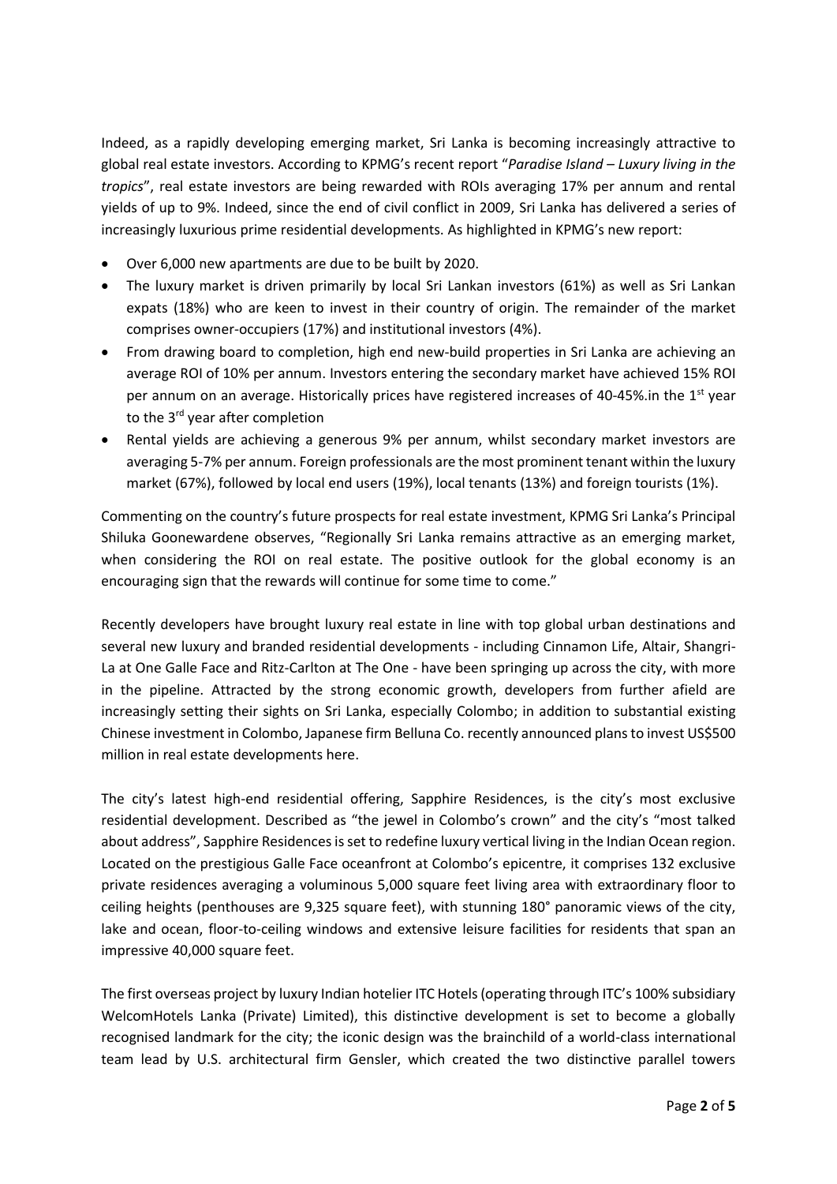Indeed, as a rapidly developing emerging market, Sri Lanka is becoming increasingly attractive to global real estate investors. According to KPMG's recent report "*Paradise Island – Luxury living in the tropics*", real estate investors are being rewarded with ROIs averaging 17% per annum and rental yields of up to 9%. Indeed, since the end of civil conflict in 2009, Sri Lanka has delivered a series of increasingly luxurious prime residential developments. As highlighted in KPMG's new report:

- Over 6,000 new apartments are due to be built by 2020.
- The luxury market is driven primarily by local Sri Lankan investors (61%) as well as Sri Lankan expats (18%) who are keen to invest in their country of origin. The remainder of the market comprises owner-occupiers (17%) and institutional investors (4%).
- From drawing board to completion, high end new-build properties in Sri Lanka are achieving an average ROI of 10% per annum. Investors entering the secondary market have achieved 15% ROI per annum on an average. Historically prices have registered increases of 40-45%.in the 1st year to the 3rd year after completion
- Rental yields are achieving a generous 9% per annum, whilst secondary market investors are averaging 5-7% per annum. Foreign professionals are the most prominent tenant within the luxury market (67%), followed by local end users (19%), local tenants (13%) and foreign tourists (1%).

Commenting on the country's future prospects for real estate investment, KPMG Sri Lanka's Principal Shiluka Goonewardene observes, "Regionally Sri Lanka remains attractive as an emerging market, when considering the ROI on real estate. The positive outlook for the global economy is an encouraging sign that the rewards will continue for some time to come."

Recently developers have brought luxury real estate in line with top global urban destinations and several new luxury and branded residential developments - including Cinnamon Life, Altair, Shangri-La at One Galle Face and Ritz-Carlton at The One - have been springing up across the city, with more in the pipeline. Attracted by the strong economic growth, developers from further afield are increasingly setting their sights on Sri Lanka, especially Colombo; in addition to substantial existing Chinese investment in Colombo, Japanese firm Belluna Co. recently announced plans to invest US$500 million in real estate developments here.

The city's latest high-end residential offering, Sapphire Residences, is the city's most exclusive residential development. Described as "the jewel in Colombo's crown" and the city's "most talked about address", Sapphire Residences is set to redefine luxury vertical living in the Indian Ocean region. Located on the prestigious Galle Face oceanfront at Colombo's epicentre, it comprises 132 exclusive private residences averaging a voluminous 5,000 square feet living area with extraordinary floor to ceiling heights (penthouses are 9,325 square feet), with stunning 180° panoramic views of the city, lake and ocean, floor-to-ceiling windows and extensive leisure facilities for residents that span an impressive 40,000 square feet.

The first overseas project by luxury Indian hotelier ITC Hotels (operating through ITC's 100% subsidiary WelcomHotels Lanka (Private) Limited), this distinctive development is set to become a globally recognised landmark for the city; the iconic design was the brainchild of a world-class international team lead by U.S. architectural firm Gensler, which created the two distinctive parallel towers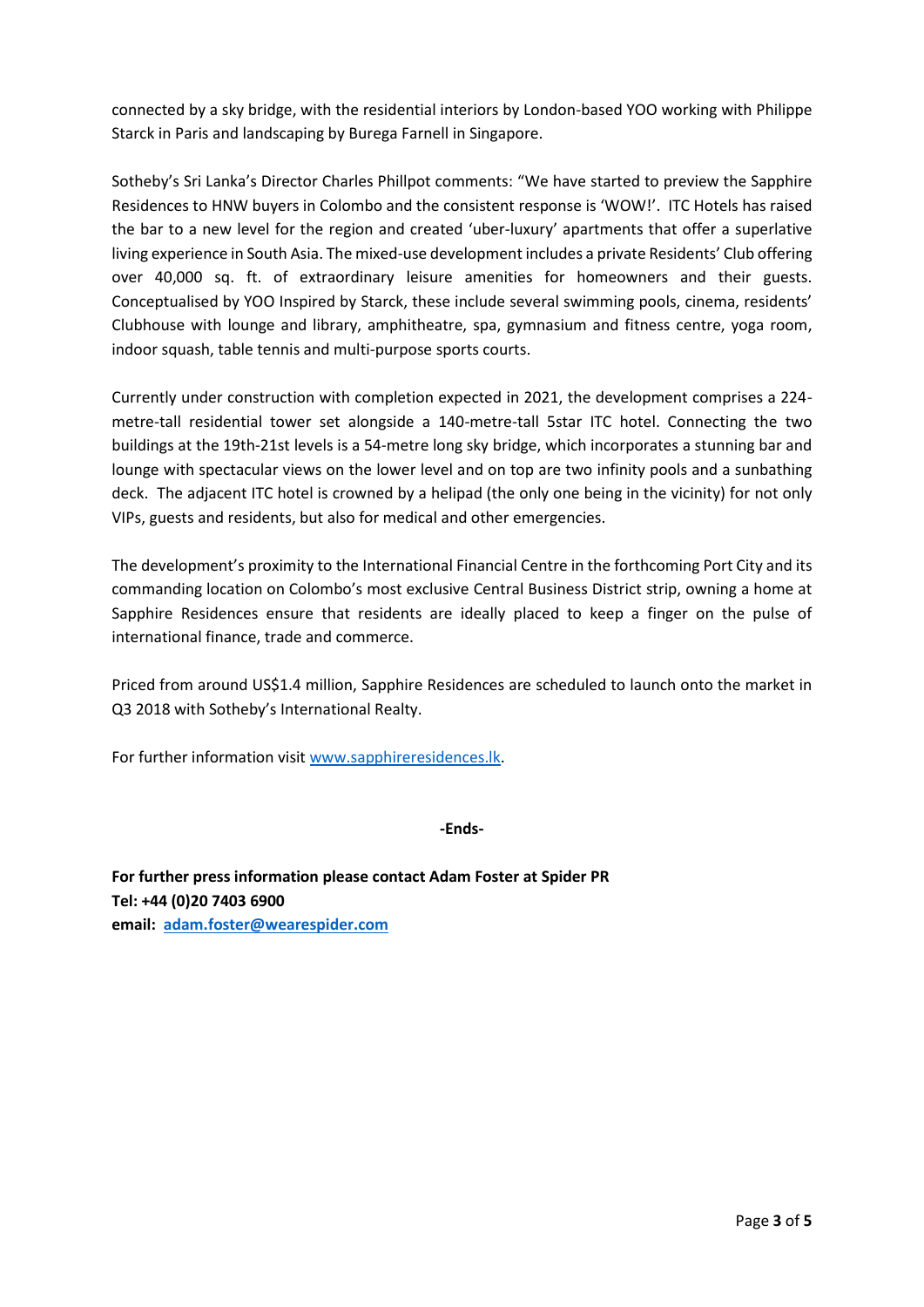connected by a sky bridge, with the residential interiors by London-based YOO working with Philippe Starck in Paris and landscaping by Burega Farnell in Singapore.

Sotheby's Sri Lanka's Director Charles Phillpot comments: "We have started to preview the Sapphire Residences to HNW buyers in Colombo and the consistent response is 'WOW!'. ITC Hotels has raised the bar to a new level for the region and created 'uber-luxury' apartments that offer a superlative living experience in South Asia. The mixed-use development includes a private Residents' Club offering over 40,000 sq. ft. of extraordinary leisure amenities for homeowners and their guests. Conceptualised by YOO Inspired by Starck, these include several swimming pools, cinema, residents' Clubhouse with lounge and library, amphitheatre, spa, gymnasium and fitness centre, yoga room, indoor squash, table tennis and multi-purpose sports courts.

Currently under construction with completion expected in 2021, the development comprises a 224-metre-tall residential tower set alongside a 140-metre-tall 5star ITC hotel. Connecting the two buildings at the 19th-21st levels is a 54-metre long sky bridge, which incorporates a stunning bar and lounge with spectacular views on the lower level and on top are two infinity pools and a sunbathing deck. The adjacent ITC hotel is crowned by a helipad (the only one being in the vicinity) for not only VIPs, guests and residents, but also for medical and other emergencies.

The development's proximity to the International Financial Centre in the forthcoming Port City and its commanding location on Colombo's most exclusive Central Business District strip, owning a home at Sapphire Residences ensure that residents are ideally placed to keep a finger on the pulse of international finance, trade and commerce.

Priced from around US$1.4 million, Sapphire Residences are scheduled to launch onto the market in Q3 2018 with Sotheby's International Realty.

For further information visit [www.sapphireresidences.lk](http://www.sapphireresidences.lk).

**-Ends-**

**For further press information please contact Adam Foster at Spider PR**
**Tel: +44 (0)20 7403 6900**
**email: [adam.foster@wearespider.com](mailto:adam.foster@wearespider.com)**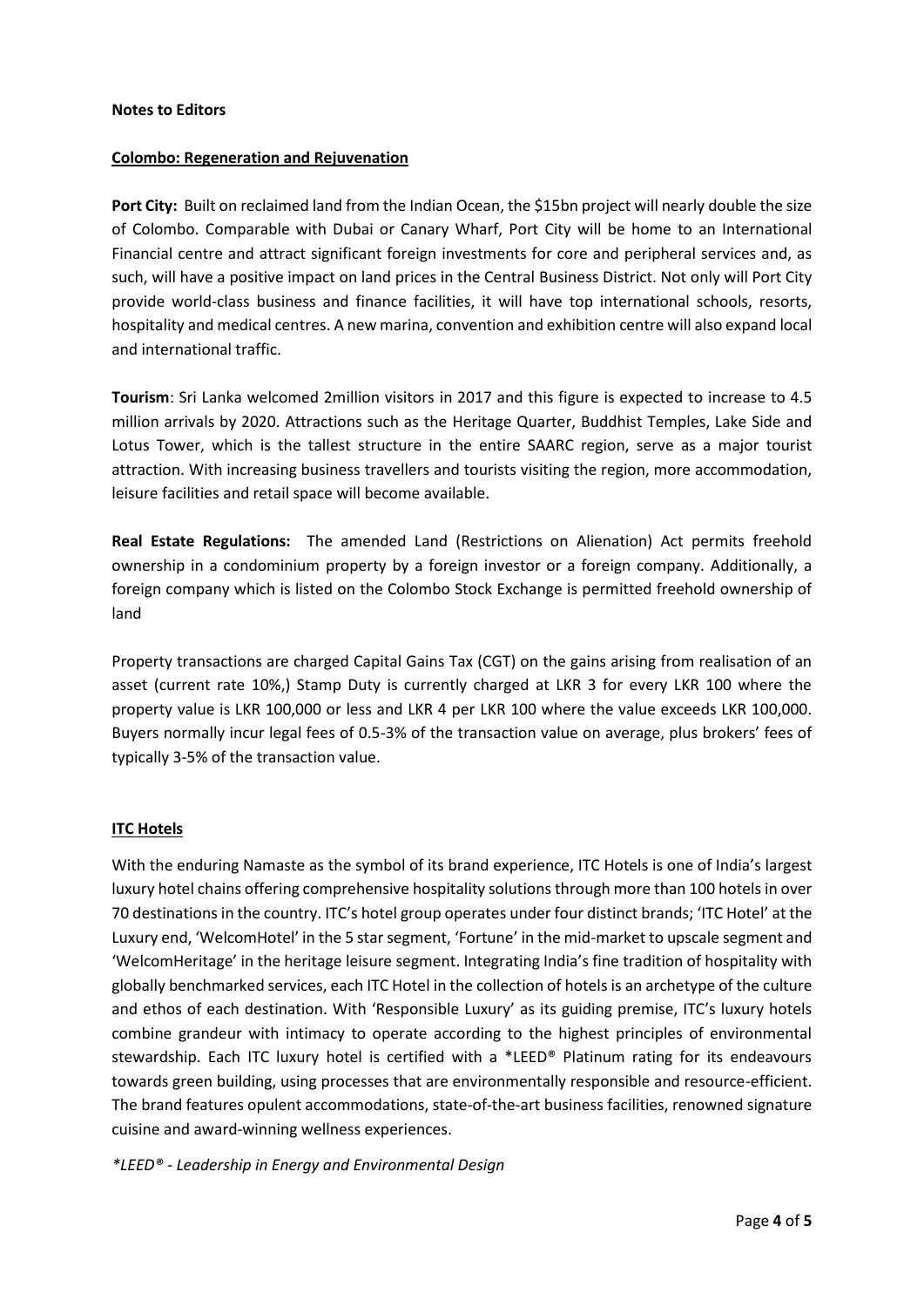**Notes to Editors**

**Colombo: Regeneration and Rejuvenation**

**Port City:** Built on reclaimed land from the Indian Ocean, the $15bn project will nearly double the size of Colombo. Comparable with Dubai or Canary Wharf, Port City will be home to an International Financial centre and attract significant foreign investments for core and peripheral services and, as such, will have a positive impact on land prices in the Central Business District. Not only will Port City provide world-class business and finance facilities, it will have top international schools, resorts, hospitality and medical centres. A new marina, convention and exhibition centre will also expand local and international traffic.

**Tourism**: Sri Lanka welcomed 2million visitors in 2017 and this figure is expected to increase to 4.5 million arrivals by 2020. Attractions such as the Heritage Quarter, Buddhist Temples, Lake Side and Lotus Tower, which is the tallest structure in the entire SAARC region, serve as a major tourist attraction. With increasing business travellers and tourists visiting the region, more accommodation, leisure facilities and retail space will become available.

**Real Estate Regulations:** The amended Land (Restrictions on Alienation) Act permits freehold ownership in a condominium property by a foreign investor or a foreign company. Additionally, a foreign company which is listed on the Colombo Stock Exchange is permitted freehold ownership of land

Property transactions are charged Capital Gains Tax (CGT) on the gains arising from realisation of an asset (current rate 10%,) Stamp Duty is currently charged at LKR 3 for every LKR 100 where the property value is LKR 100,000 or less and LKR 4 per LKR 100 where the value exceeds LKR 100,000. Buyers normally incur legal fees of 0.5-3% of the transaction value on average, plus brokers' fees of typically 3-5% of the transaction value.

**ITC Hotels**

With the enduring Namaste as the symbol of its brand experience, ITC Hotels is one of India's largest luxury hotel chains offering comprehensive hospitality solutions through more than 100 hotels in over 70 destinations in the country. ITC's hotel group operates under four distinct brands; 'ITC Hotel' at the Luxury end, 'WelcomHotel' in the 5 star segment, 'Fortune' in the mid-market to upscale segment and 'WelcomHeritage' in the heritage leisure segment. Integrating India's fine tradition of hospitality with globally benchmarked services, each ITC Hotel in the collection of hotels is an archetype of the culture and ethos of each destination. With 'Responsible Luxury' as its guiding premise, ITC's luxury hotels combine grandeur with intimacy to operate according to the highest principles of environmental stewardship. Each ITC luxury hotel is certified with a *LEED® Platinum rating for its endeavours towards green building, using processes that are environmentally responsible and resource-efficient. The brand features opulent accommodations, state-of-the-art business facilities, renowned signature cuisine and award-winning wellness experiences.

*\*LEED® - Leadership in Energy and Environmental Design*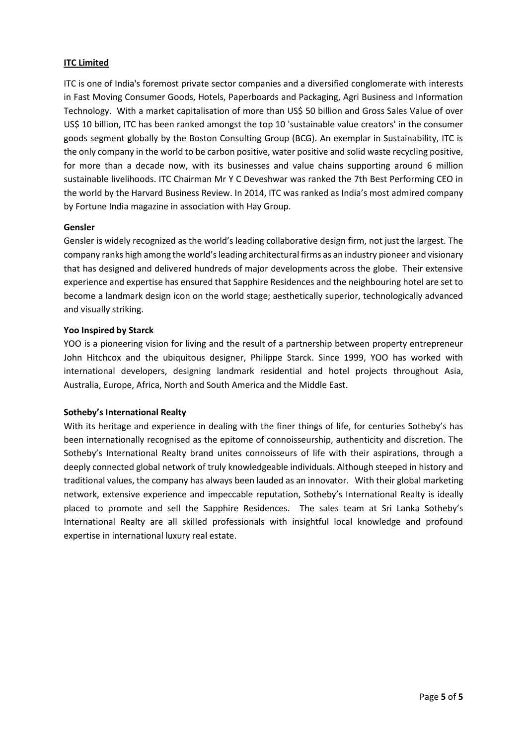**ITC Limited**

ITC is one of India's foremost private sector companies and a diversified conglomerate with interests in Fast Moving Consumer Goods, Hotels, Paperboards and Packaging, Agri Business and Information Technology. With a market capitalisation of more than US$ 50 billion and Gross Sales Value of over US$ 10 billion, ITC has been ranked amongst the top 10 'sustainable value creators' in the consumer goods segment globally by the Boston Consulting Group (BCG). An exemplar in Sustainability, ITC is the only company in the world to be carbon positive, water positive and solid waste recycling positive, for more than a decade now, with its businesses and value chains supporting around 6 million sustainable livelihoods. ITC Chairman Mr Y C Deveshwar was ranked the 7th Best Performing CEO in the world by the Harvard Business Review. In 2014, ITC was ranked as India's most admired company by Fortune India magazine in association with Hay Group.

**Gensler**

Gensler is widely recognized as the world's leading collaborative design firm, not just the largest. The company ranks high among the world's leading architectural firms as an industry pioneer and visionary that has designed and delivered hundreds of major developments across the globe. Their extensive experience and expertise has ensured that Sapphire Residences and the neighbouring hotel are set to become a landmark design icon on the world stage; aesthetically superior, technologically advanced and visually striking.

**Yoo Inspired by Starck**

YOO is a pioneering vision for living and the result of a partnership between property entrepreneur John Hitchcox and the ubiquitous designer, Philippe Starck. Since 1999, YOO has worked with international developers, designing landmark residential and hotel projects throughout Asia, Australia, Europe, Africa, North and South America and the Middle East.

**Sotheby's International Realty**

With its heritage and experience in dealing with the finer things of life, for centuries Sotheby's has been internationally recognised as the epitome of connoisseurship, authenticity and discretion. The Sotheby's International Realty brand unites connoisseurs of life with their aspirations, through a deeply connected global network of truly knowledgeable individuals. Although steeped in history and traditional values, the company has always been lauded as an innovator. With their global marketing network, extensive experience and impeccable reputation, Sotheby's International Realty is ideally placed to promote and sell the Sapphire Residences. The sales team at Sri Lanka Sotheby's International Realty are all skilled professionals with insightful local knowledge and profound expertise in international luxury real estate.